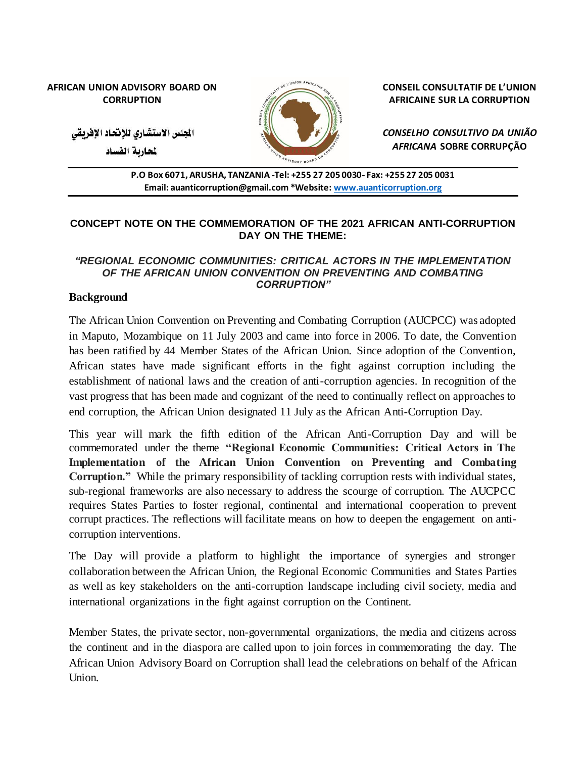**AFRICAN UNION ADVISORY BOARD ON CORRUPTION**

**CONSEIL CONSULTATIF DE L'UNION AFRICAINE SUR LA CORRUPTION**

**المجلس الاستشاري للإتحاد الإفريقي لمحاربة الفساد**

***CONSELHO CONSULTIVO DA UNIÃO AFRICANA*** **SOBRE CORRUPÇÃO**

**P.O Box 6071, ARUSHA, TANZANIA -Tel: +255 27 205 0030- Fax: +255 27 205 0031**
**Email: auanticorruption@gmail.com *Website: www.auanticorruption.org**

---

### CONCEPT NOTE ON THE COMMEMORATION OF THE 2021 AFRICAN ANTI-CORRUPTION DAY ON THE THEME:

#### *"REGIONAL ECONOMIC COMMUNITIES: CRITICAL ACTORS IN THE IMPLEMENTATION OF THE AFRICAN UNION CONVENTION ON PREVENTING AND COMBATING CORRUPTION"*

## Background

The African Union Convention on Preventing and Combating Corruption (AUCPCC) was adopted in Maputo, Mozambique on 11 July 2003 and came into force in 2006. To date, the Convention has been ratified by 44 Member States of the African Union. Since adoption of the Convention, African states have made significant efforts in the fight against corruption including the establishment of national laws and the creation of anti-corruption agencies. In recognition of the vast progress that has been made and cognizant of the need to continually reflect on approaches to end corruption, the African Union designated 11 July as the African Anti-Corruption Day.

This year will mark the fifth edition of the African Anti-Corruption Day and will be commemorated under the theme **"Regional Economic Communities: Critical Actors in The Implementation of the African Union Convention on Preventing and Combating Corruption."** While the primary responsibility of tackling corruption rests with individual states, sub-regional frameworks are also necessary to address the scourge of corruption. The AUCPCC requires States Parties to foster regional, continental and international cooperation to prevent corrupt practices. The reflections will facilitate means on how to deepen the engagement on anti-corruption interventions.

The Day will provide a platform to highlight the importance of synergies and stronger collaboration between the African Union, the Regional Economic Communities and States Parties as well as key stakeholders on the anti-corruption landscape including civil society, media and international organizations in the fight against corruption on the Continent.

Member States, the private sector, non-governmental organizations, the media and citizens across the continent and in the diaspora are called upon to join forces in commemorating the day. The African Union Advisory Board on Corruption shall lead the celebrations on behalf of the African Union.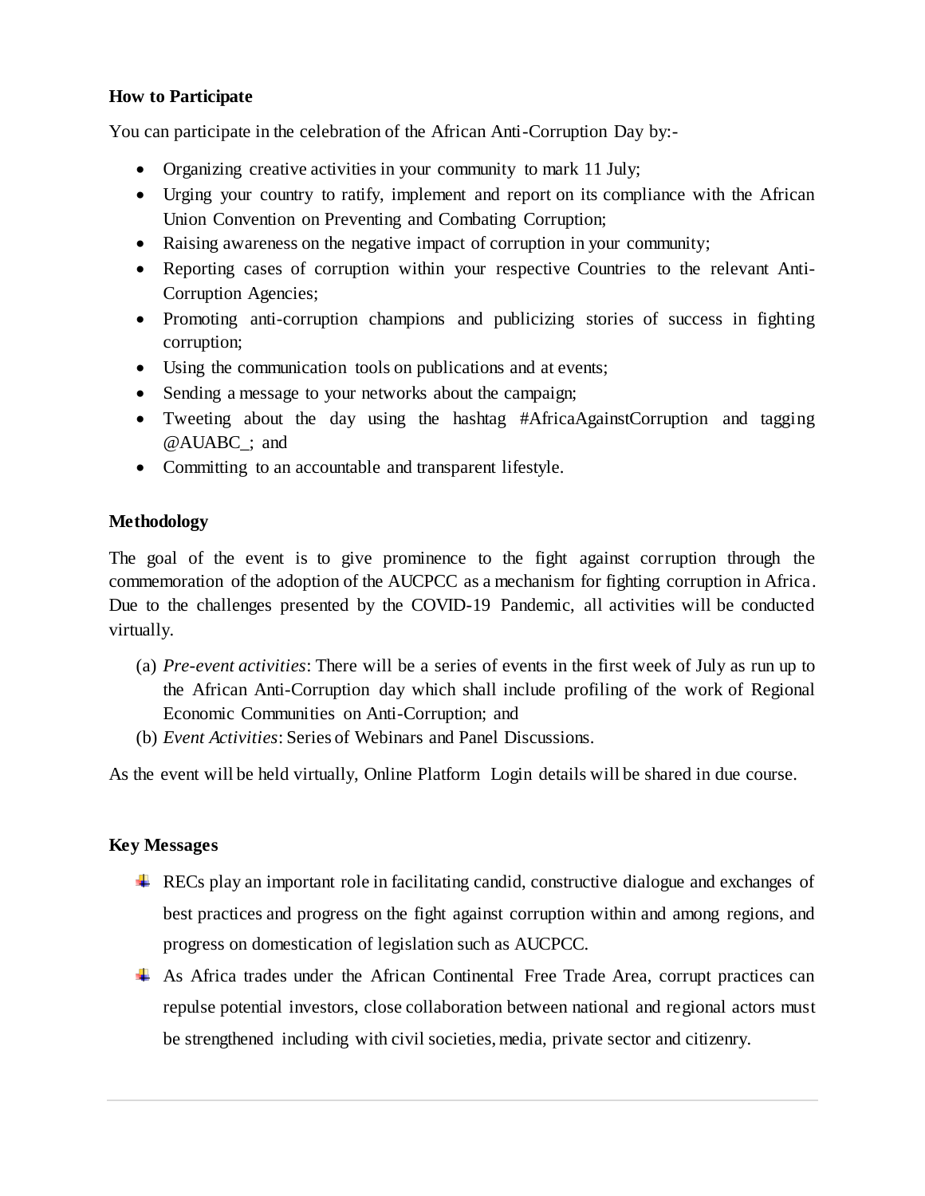**How to Participate**

You can participate in the celebration of the African Anti-Corruption Day by:-

- Organizing creative activities in your community to mark 11 July;
- Urging your country to ratify, implement and report on its compliance with the African Union Convention on Preventing and Combating Corruption;
- Raising awareness on the negative impact of corruption in your community;
- Reporting cases of corruption within your respective Countries to the relevant Anti-Corruption Agencies;
- Promoting anti-corruption champions and publicizing stories of success in fighting corruption;
- Using the communication tools on publications and at events;
- Sending a message to your networks about the campaign;
- Tweeting about the day using the hashtag #AfricaAgainstCorruption and tagging @AUABC_; and
- Committing to an accountable and transparent lifestyle.

**Methodology**

The goal of the event is to give prominence to the fight against corruption through the commemoration of the adoption of the AUCPCC as a mechanism for fighting corruption in Africa. Due to the challenges presented by the COVID-19 Pandemic, all activities will be conducted virtually.

(a) *Pre-event activities*: There will be a series of events in the first week of July as run up to the African Anti-Corruption day which shall include profiling of the work of Regional Economic Communities on Anti-Corruption; and

(b) *Event Activities*: Series of Webinars and Panel Discussions.

As the event will be held virtually, Online Platform Login details will be shared in due course.

**Key Messages**

- RECs play an important role in facilitating candid, constructive dialogue and exchanges of best practices and progress on the fight against corruption within and among regions, and progress on domestication of legislation such as AUCPCC.
- As Africa trades under the African Continental Free Trade Area, corrupt practices can repulse potential investors, close collaboration between national and regional actors must be strengthened including with civil societies, media, private sector and citizenry.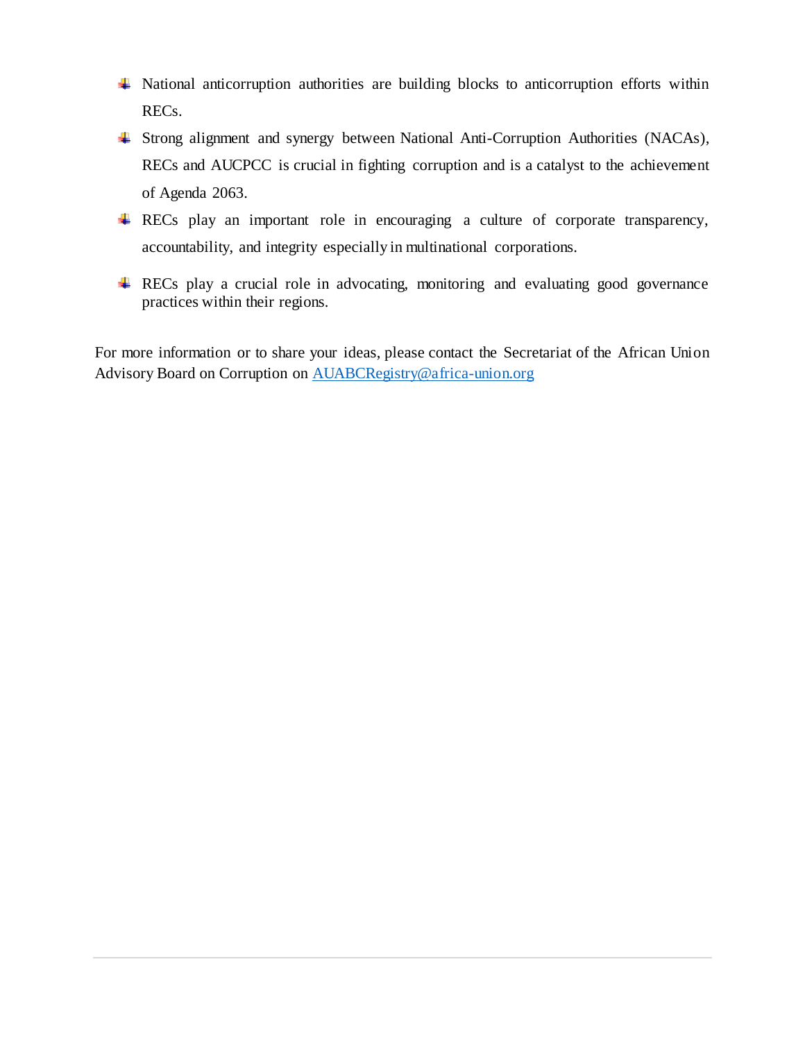- National anticorruption authorities are building blocks to anticorruption efforts within RECs.
- Strong alignment and synergy between National Anti-Corruption Authorities (NACAs), RECs and AUCPCC is crucial in fighting corruption and is a catalyst to the achievement of Agenda 2063.
- RECs play an important role in encouraging a culture of corporate transparency, accountability, and integrity especially in multinational corporations.
- RECs play a crucial role in advocating, monitoring and evaluating good governance practices within their regions.

For more information or to share your ideas, please contact the Secretariat of the African Union Advisory Board on Corruption on AUABCRegistry@africa-union.org